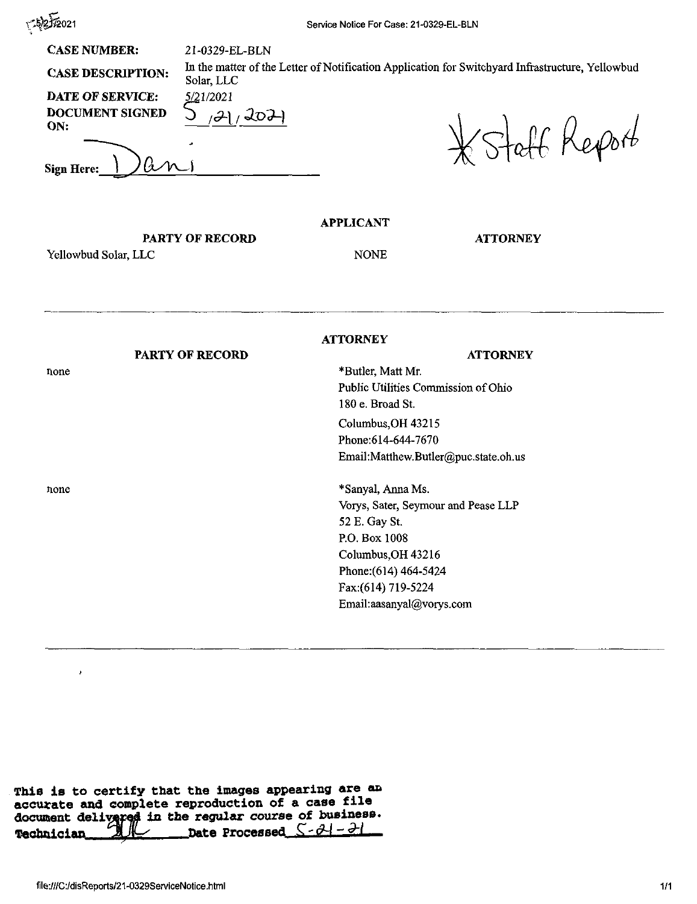5/21/2021

Service Notice For Case: 21-0329-EL-BLN

**CASE NUMBER:** 21-0329-EL-BLN

**CASE DESCRIPTION:** In the matter of the Letter of Notification Application for Switchyard Infrastructure, Yellowbud Solar, LLC

**DATE OF SERVICE:** 5/21/2021

**DOCUMENT SIGNED ON:** 5/21/2021

**Sign Here:** Dani

*Staff Report

## APPLICANT

| PARTY OF RECORD | ATTORNEY |
| --- | --- |
| Yellowbud Solar, LLC | NONE |

## ATTORNEY

| PARTY OF RECORD | ATTORNEY |
| --- | --- |
| none | *Butler, Matt Mr.<br>Public Utilities Commission of Ohio<br>180 e. Broad St.<br>Columbus,OH 43215<br>Phone:614-644-7670<br>Email:Matthew.Butler@puc.state.oh.us |
| none | *Sanyal, Anna Ms.<br>Vorys, Sater, Seymour and Pease LLP<br>52 E. Gay St.<br>P.O. Box 1008<br>Columbus,OH 43216<br>Phone:(614) 464-5424<br>Fax:(614) 719-5224<br>Email:aasanyal@vorys.com |

This is to certify that the images appearing are an accurate and complete reproduction of a case file document delivered in the regular course of business.
Technician ___ Date Processed 5-21-21

file:///C:/disReports/21-0329ServiceNotice.html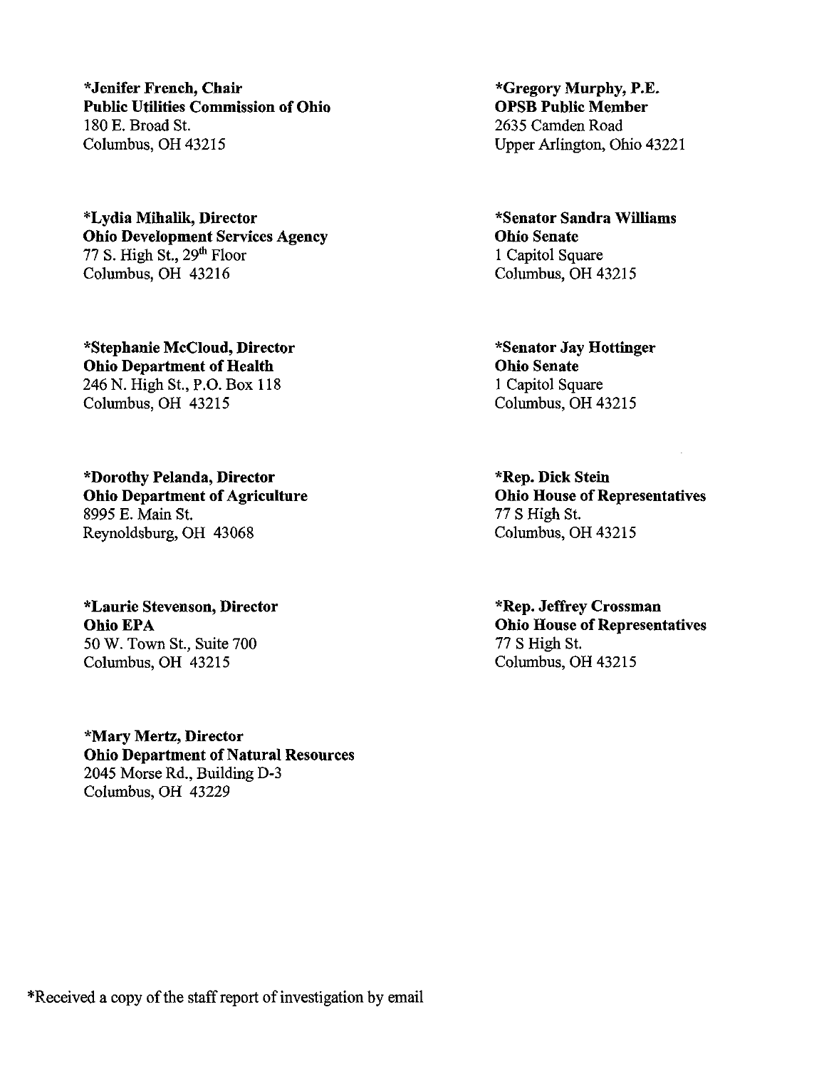**\*Jenifer French, Chair**
**Public Utilities Commission of Ohio**
180 E. Broad St.
Columbus, OH 43215

**\*Lydia Mihalik, Director**
**Ohio Development Services Agency**
77 S. High St., 29th Floor
Columbus, OH 43216

**\*Stephanie McCloud, Director**
**Ohio Department of Health**
246 N. High St., P.O. Box 118
Columbus, OH 43215

**\*Dorothy Pelanda, Director**
**Ohio Department of Agriculture**
8995 E. Main St.
Reynoldsburg, OH 43068

**\*Laurie Stevenson, Director**
**Ohio EPA**
50 W. Town St., Suite 700
Columbus, OH 43215

**\*Mary Mertz, Director**
**Ohio Department of Natural Resources**
2045 Morse Rd., Building D-3
Columbus, OH 43229

**\*Gregory Murphy, P.E.**
**OPSB Public Member**
2635 Camden Road
Upper Arlington, Ohio 43221

**\*Senator Sandra Williams**
**Ohio Senate**
1 Capitol Square
Columbus, OH 43215

**\*Senator Jay Hottinger**
**Ohio Senate**
1 Capitol Square
Columbus, OH 43215

**\*Rep. Dick Stein**
**Ohio House of Representatives**
77 S High St.
Columbus, OH 43215

**\*Rep. Jeffrey Crossman**
**Ohio House of Representatives**
77 S High St.
Columbus, OH 43215

\*Received a copy of the staff report of investigation by email